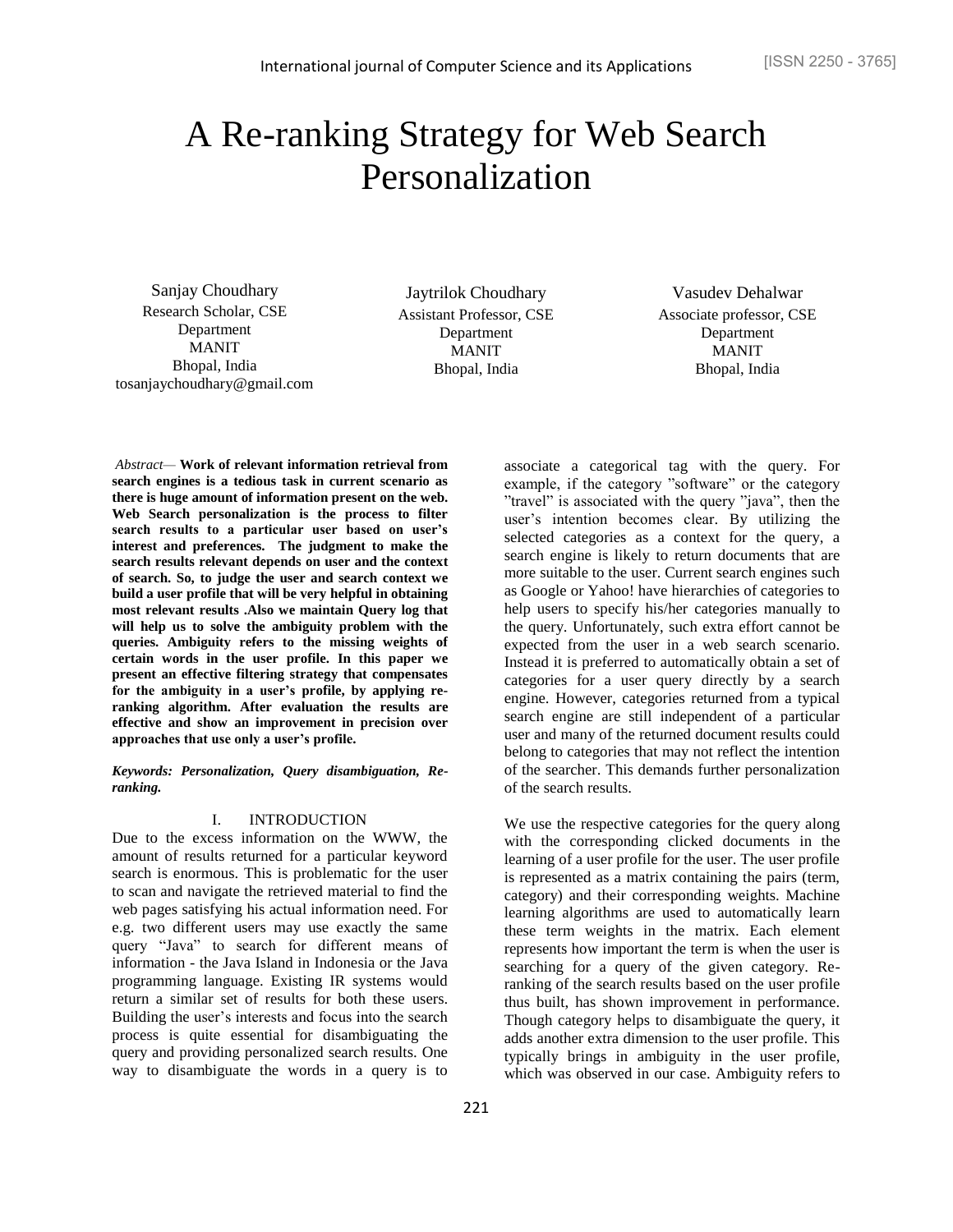# A Re-ranking Strategy for Web Search Personalization

Sanjay Choudhary
Research Scholar, CSE Department
MANIT
Bhopal, India
tosanjaychoudhary@gmail.com

Jaytrilok Choudhary
Assistant Professor, CSE Department
MANIT
Bhopal, India

Vasudev Dehalwar
Associate professor, CSE Department
MANIT
Bhopal, India

*Abstract*— **Work of relevant information retrieval from search engines is a tedious task in current scenario as there is huge amount of information present on the web. Web Search personalization is the process to filter search results to a particular user based on user's interest and preferences. The judgment to make the search results relevant depends on user and the context of search. So, to judge the user and search context we build a user profile that will be very helpful in obtaining most relevant results .Also we maintain Query log that will help us to solve the ambiguity problem with the queries. Ambiguity refers to the missing weights of certain words in the user profile. In this paper we present an effective filtering strategy that compensates for the ambiguity in a user's profile, by applying re-ranking algorithm. After evaluation the results are effective and show an improvement in precision over approaches that use only a user's profile.**

***Keywords: Personalization, Query disambiguation, Re-ranking.***

## I. INTRODUCTION

Due to the excess information on the WWW, the amount of results returned for a particular keyword search is enormous. This is problematic for the user to scan and navigate the retrieved material to find the web pages satisfying his actual information need. For e.g. two different users may use exactly the same query "Java" to search for different means of information - the Java Island in Indonesia or the Java programming language. Existing IR systems would return a similar set of results for both these users. Building the user's interests and focus into the search process is quite essential for disambiguating the query and providing personalized search results. One way to disambiguate the words in a query is to associate a categorical tag with the query. For example, if the category "software" or the category "travel" is associated with the query "java", then the user's intention becomes clear. By utilizing the selected categories as a context for the query, a search engine is likely to return documents that are more suitable to the user. Current search engines such as Google or Yahoo! have hierarchies of categories to help users to specify his/her categories manually to the query. Unfortunately, such extra effort cannot be expected from the user in a web search scenario. Instead it is preferred to automatically obtain a set of categories for a user query directly by a search engine. However, categories returned from a typical search engine are still independent of a particular user and many of the returned document results could belong to categories that may not reflect the intention of the searcher. This demands further personalization of the search results.

We use the respective categories for the query along with the corresponding clicked documents in the learning of a user profile for the user. The user profile is represented as a matrix containing the pairs (term, category) and their corresponding weights. Machine learning algorithms are used to automatically learn these term weights in the matrix. Each element represents how important the term is when the user is searching for a query of the given category. Re-ranking of the search results based on the user profile thus built, has shown improvement in performance. Though category helps to disambiguate the query, it adds another extra dimension to the user profile. This typically brings in ambiguity in the user profile, which was observed in our case. Ambiguity refers to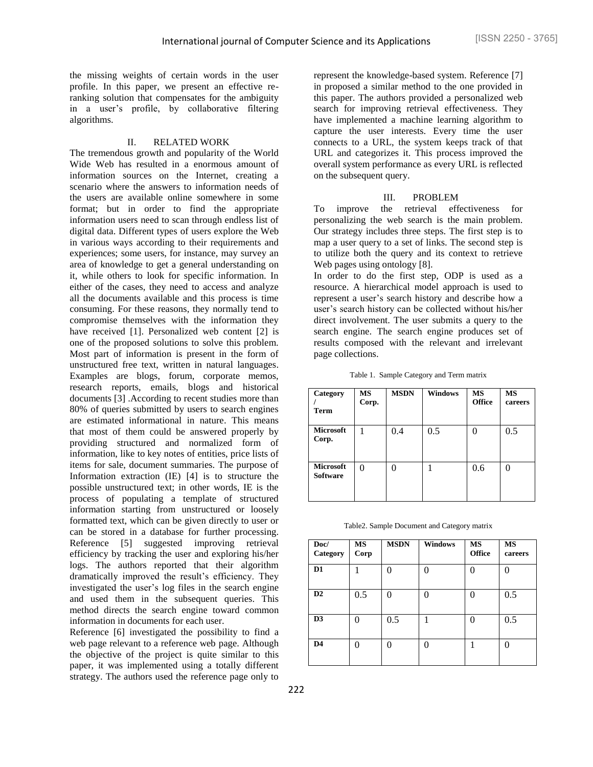the missing weights of certain words in the user profile. In this paper, we present an effective re-ranking solution that compensates for the ambiguity in a user's profile, by collaborative filtering algorithms.

## II. RELATED WORK

The tremendous growth and popularity of the World Wide Web has resulted in a enormous amount of information sources on the Internet, creating a scenario where the answers to information needs of the users are available online somewhere in some format; but in order to find the appropriate information users need to scan through endless list of digital data. Different types of users explore the Web in various ways according to their requirements and experiences; some users, for instance, may survey an area of knowledge to get a general understanding on it, while others to look for specific information. In either of the cases, they need to access and analyze all the documents available and this process is time consuming. For these reasons, they normally tend to compromise themselves with the information they have received [1]. Personalized web content [2] is one of the proposed solutions to solve this problem. Most part of information is present in the form of unstructured free text, written in natural languages. Examples are blogs, forum, corporate memos, research reports, emails, blogs and historical documents [3] .According to recent studies more than 80% of queries submitted by users to search engines are estimated informational in nature. This means that most of them could be answered properly by providing structured and normalized form of information, like to key notes of entities, price lists of items for sale, document summaries. The purpose of Information extraction (IE) [4] is to structure the possible unstructured text; in other words, IE is the process of populating a template of structured information starting from unstructured or loosely formatted text, which can be given directly to user or can be stored in a database for further processing. Reference [5] suggested improving retrieval efficiency by tracking the user and exploring his/her logs. The authors reported that their algorithm dramatically improved the result's efficiency. They investigated the user's log files in the search engine and used them in the subsequent queries. This method directs the search engine toward common information in documents for each user.

Reference [6] investigated the possibility to find a web page relevant to a reference web page. Although the objective of the project is quite similar to this paper, it was implemented using a totally different strategy. The authors used the reference page only to represent the knowledge-based system. Reference [7] in proposed a similar method to the one provided in this paper. The authors provided a personalized web search for improving retrieval effectiveness. They have implemented a machine learning algorithm to capture the user interests. Every time the user connects to a URL, the system keeps track of that URL and categorizes it. This process improved the overall system performance as every URL is reflected on the subsequent query.

## III. PROBLEM

To improve the retrieval effectiveness for personalizing the web search is the main problem. Our strategy includes three steps. The first step is to map a user query to a set of links. The second step is to utilize both the query and its context to retrieve Web pages using ontology [8].

In order to do the first step, ODP is used as a resource. A hierarchical model approach is used to represent a user's search history and describe how a user's search history can be collected without his/her direct involvement. The user submits a query to the search engine. The search engine produces set of results composed with the relevant and irrelevant page collections.

Table 1. Sample Category and Term matrix

| Category / Term | MS Corp. | MSDN | Windows | MS Office | MS careers |
|---|---|---|---|---|---|
| **Microsoft Corp.** | 1 | 0.4 | 0.5 | 0 | 0.5 |
| **Microsoft Software** | 0 | 0 | 1 | 0.6 | 0 |

Table2. Sample Document and Category matrix

| Doc/ Category | MS Corp | MSDN | Windows | MS Office | MS careers |
|---|---|---|---|---|---|
| **D1** | 1 | 0 | 0 | 0 | 0 |
| **D2** | 0.5 | 0 | 0 | 0 | 0.5 |
| **D3** | 0 | 0.5 | 1 | 0 | 0.5 |
| **D4** | 0 | 0 | 0 | 1 | 0 |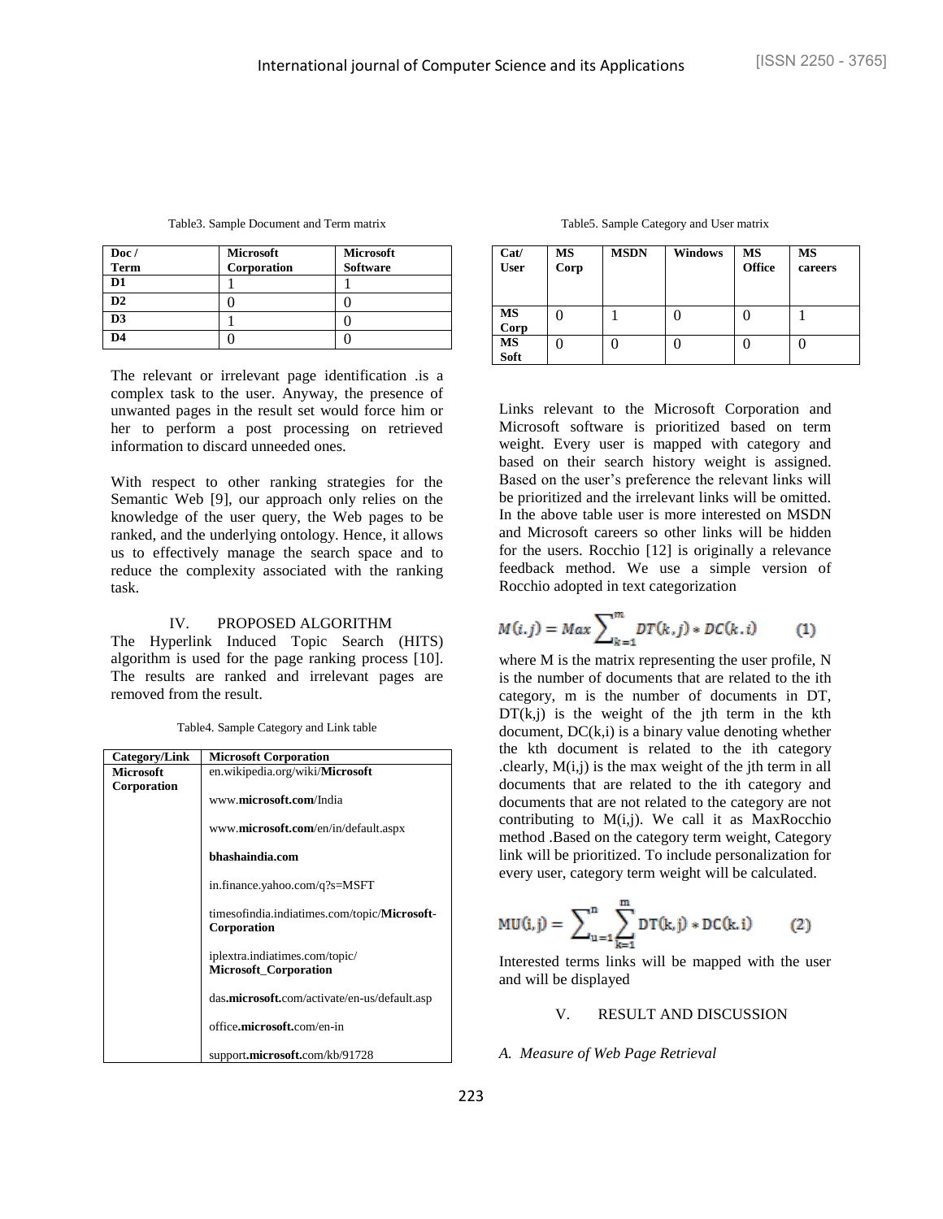Table3. Sample Document and Term matrix

| Doc / Term | Microsoft Corporation | Microsoft Software |
|---|---|---|
| D1 | 1 | 1 |
| D2 | 0 | 0 |
| D3 | 1 | 0 |
| D4 | 0 | 0 |

The relevant or irrelevant page identification .is a complex task to the user. Anyway, the presence of unwanted pages in the result set would force him or her to perform a post processing on retrieved information to discard unneeded ones.

With respect to other ranking strategies for the Semantic Web [9], our approach only relies on the knowledge of the user query, the Web pages to be ranked, and the underlying ontology. Hence, it allows us to effectively manage the search space and to reduce the complexity associated with the ranking task.

## IV. PROPOSED ALGORITHM

The Hyperlink Induced Topic Search (HITS) algorithm is used for the page ranking process [10]. The results are ranked and irrelevant pages are removed from the result.

Table4. Sample Category and Link table

| Category/Link | Microsoft Corporation |
|---|---|
| **Microsoft Corporation** | en.wikipedia.org/wiki/**Microsoft** |
| | www.**microsoft.com**/India |
| | www.**microsoft.com**/en/in/default.aspx |
| | **bhashaindia.com** |
| | in.finance.yahoo.com/q?s=MSFT |
| | timesofindia.indiatimes.com/topic/**Microsoft-Corporation** |
| | iplextra.indiatimes.com/topic/ **Microsoft_Corporation** |
| | das**.microsoft.**com/activate/en-us/default.asp |
| | office**.microsoft.**com/en-in |
| | support**.microsoft.**com/kb/91728 |

Table5. Sample Category and User matrix

| Cat/ User | MS Corp | MSDN | Windows | MS Office | MS careers |
|---|---|---|---|---|---|
| MS Corp | 0 | 1 | 0 | 0 | 1 |
| MS Soft | 0 | 0 | 0 | 0 | 0 |

Links relevant to the Microsoft Corporation and Microsoft software is prioritized based on term weight. Every user is mapped with category and based on their search history weight is assigned. Based on the user's preference the relevant links will be prioritized and the irrelevant links will be omitted. In the above table user is more interested on MSDN and Microsoft careers so other links will be hidden for the users. Rocchio [12] is originally a relevance feedback method. We use a simple version of Rocchio adopted in text categorization

$$M(i,j) = Max \sum_{k=1}^{m} DT(k,j) * DC(k.i) \qquad (1)$$

where M is the matrix representing the user profile, N is the number of documents that are related to the ith category, m is the number of documents in DT, DT(k,j) is the weight of the jth term in the kth document, DC(k,i) is a binary value denoting whether the kth document is related to the ith category .clearly, M(i,j) is the max weight of the jth term in all documents that are related to the ith category and documents that are not related to the category are not contributing to M(i,j). We call it as MaxRocchio method .Based on the category term weight, Category link will be prioritized. To include personalization for every user, category term weight will be calculated.

$$MU(i,j) = \sum_{u=1}^{n} \sum_{k=1}^{m} DT(k,j) * DC(k.i) \qquad (2)$$

Interested terms links will be mapped with the user and will be displayed

## V. RESULT AND DISCUSSION

### *A. Measure of Web Page Retrieval*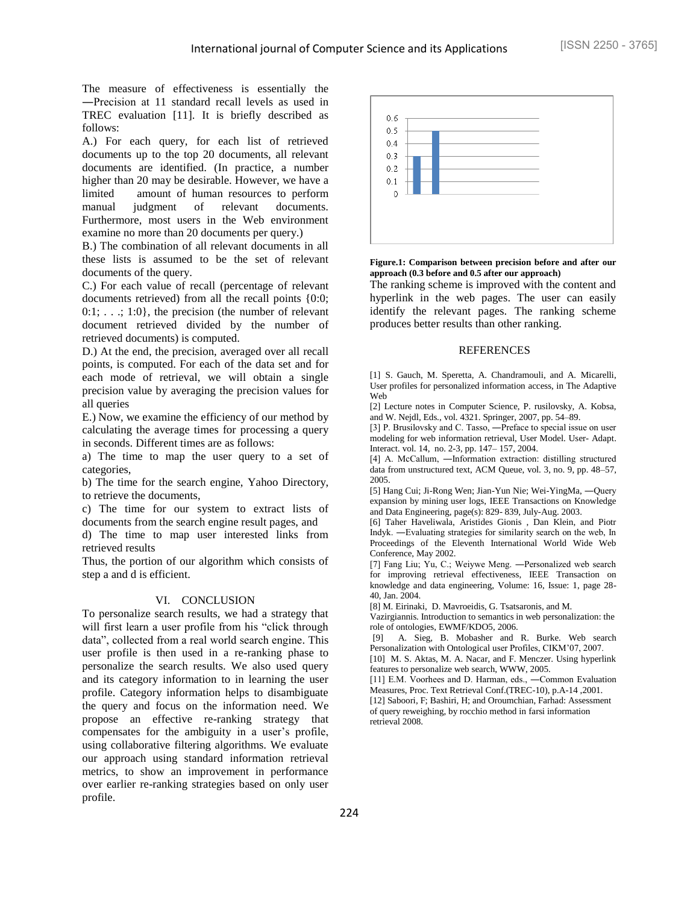The measure of effectiveness is essentially the ―Precision at 11 standard recall levels as used in TREC evaluation [11]. It is briefly described as follows:

A.) For each query, for each list of retrieved documents up to the top 20 documents, all relevant documents are identified. (In practice, a number higher than 20 may be desirable. However, we have a limited amount of human resources to perform manual judgment of relevant documents. Furthermore, most users in the Web environment examine no more than 20 documents per query.)

B.) The combination of all relevant documents in all these lists is assumed to be the set of relevant documents of the query.

C.) For each value of recall (percentage of relevant documents retrieved) from all the recall points {0:0; 0:1; . . .; 1:0}, the precision (the number of relevant document retrieved divided by the number of retrieved documents) is computed.

D.) At the end, the precision, averaged over all recall points, is computed. For each of the data set and for each mode of retrieval, we will obtain a single precision value by averaging the precision values for all queries

E.) Now, we examine the efficiency of our method by calculating the average times for processing a query in seconds. Different times are as follows:

a) The time to map the user query to a set of categories,

b) The time for the search engine, Yahoo Directory, to retrieve the documents,

c) The time for our system to extract lists of documents from the search engine result pages, and

d) The time to map user interested links from retrieved results

Thus, the portion of our algorithm which consists of step a and d is efficient.

## VI. CONCLUSION

To personalize search results, we had a strategy that will first learn a user profile from his "click through data", collected from a real world search engine. This user profile is then used in a re-ranking phase to personalize the search results. We also used query and its category information to in learning the user profile. Category information helps to disambiguate the query and focus on the information need. We propose an effective re-ranking strategy that compensates for the ambiguity in a user's profile, using collaborative filtering algorithms. We evaluate our approach using standard information retrieval metrics, to show an improvement in performance over earlier re-ranking strategies based on only user profile.

0.6
0.5
0.4
0.3
0.2
0.1
0

**Figure.1: Comparison between precision before and after our approach (0.3 before and 0.5 after our approach)**

The ranking scheme is improved with the content and hyperlink in the web pages. The user can easily identify the relevant pages. The ranking scheme produces better results than other ranking.

## REFERENCES

[1] S. Gauch, M. Speretta, A. Chandramouli, and A. Micarelli, User profiles for personalized information access, in The Adaptive Web

[2] Lecture notes in Computer Science, P. rusilovsky, A. Kobsa, and W. Nejdl, Eds., vol. 4321. Springer, 2007, pp. 54–89.

[3] P. Brusilovsky and C. Tasso, ―Preface to special issue on user modeling for web information retrieval, User Model. User- Adapt. Interact. vol. 14, no. 2-3, pp. 147– 157, 2004.

[4] A. McCallum, ―Information extraction: distilling structured data from unstructured text, ACM Queue, vol. 3, no. 9, pp. 48–57, 2005.

[5] Hang Cui; Ji-Rong Wen; Jian-Yun Nie; Wei-YingMa, ―Query expansion by mining user logs, IEEE Transactions on Knowledge and Data Engineering, page(s): 829- 839, July-Aug. 2003.

[6] Taher Haveliwala, Aristides Gionis , Dan Klein, and Piotr Indyk. ―Evaluating strategies for similarity search on the web, In Proceedings of the Eleventh International World Wide Web Conference, May 2002.

[7] Fang Liu; Yu, C.; Weiywe Meng. ―Personalized web search for improving retrieval effectiveness, IEEE Transaction on knowledge and data engineering, Volume: 16, Issue: 1, page 28-40, Jan. 2004.

[8] M. Eirinaki, D. Mavroeidis, G. Tsatsaronis, and M. Vazirgiannis. Introduction to semantics in web personalization: the role of ontologies, EWMF/KDO5, 2006.

[9] A. Sieg, B. Mobasher and R. Burke. Web search Personalization with Ontological user Profiles, CIKM'07, 2007.

[10] M. S. Aktas, M. A. Nacar, and F. Menczer. Using hyperlink features to personalize web search, WWW, 2005.

[11] E.M. Voorhees and D. Harman, eds., ―Common Evaluation Measures, Proc. Text Retrieval Conf.(TREC-10), p.A-14 ,2001.

[12] Saboori, F; Bashiri, H; and Oroumchian, Farhad: Assessment of query reweighing, by rocchio method in farsi information retrieval 2008.